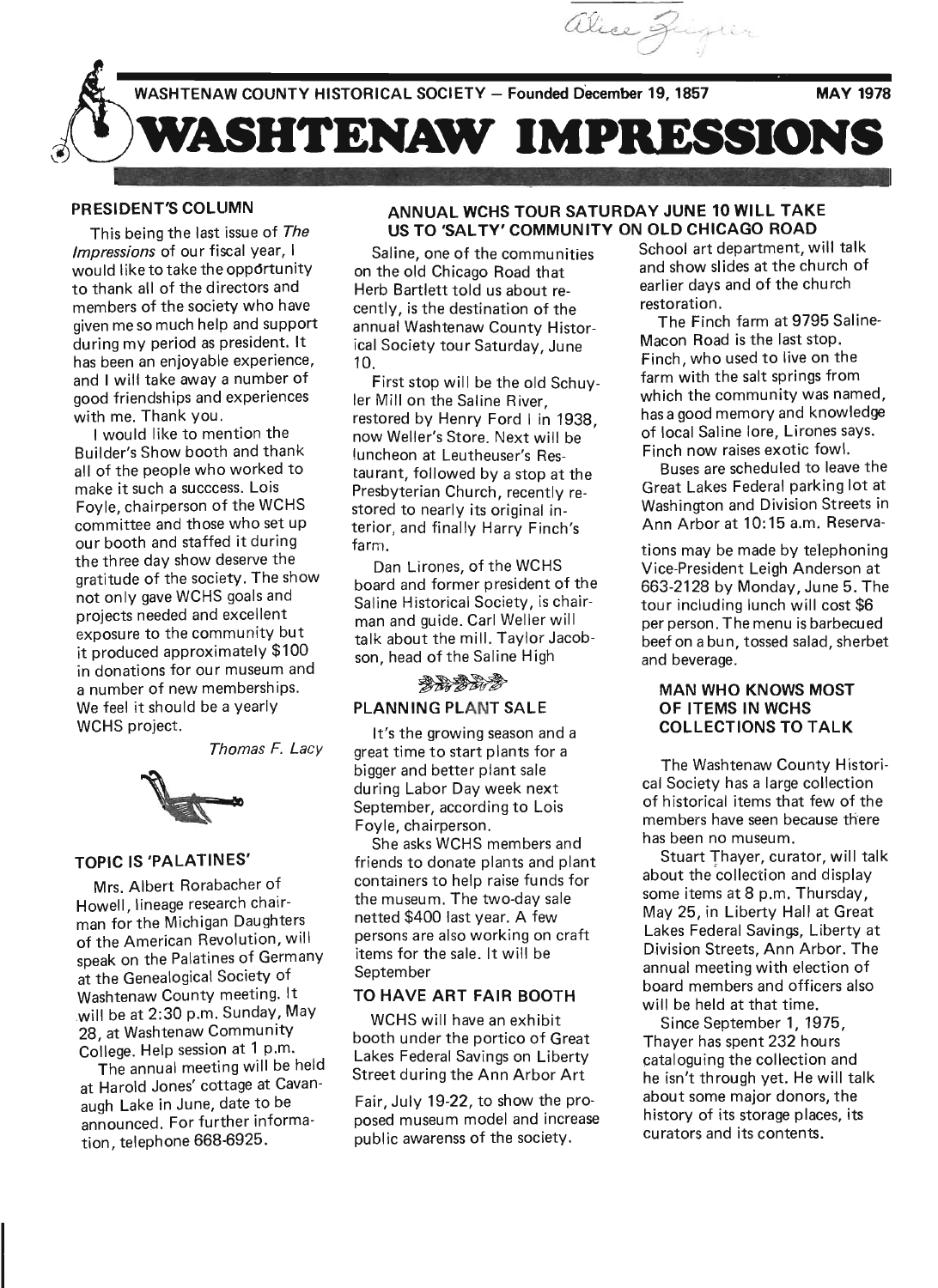WASHTENAW COUNTY HISTORICAL SOCIETY — Founded December 19, 1857 — MAY 1978

# WASHTENAW IMPRESSIONS

## PRESIDENT'S COLUMN

This being the last issue of *The Impressions* of our fiscal year, I would like to take the oppórtunity to thank all of the directors and members of the society who have given me so much help and support during my period as president. It has been an enjoyable experience, and I will take away a number of good friendships and experiences with me. Thank you.

I would like to mention the Builder's Show booth and thank all of the people who worked to make it such a succcess. Lois Foyle, chairperson of the WCHS committee and those who set up our booth and staffed it during the three day show deserve the gratitude of the society. The show not only gave WCHS goals and projects needed and excellent exposure to the community but it produced approximately $100 in donations for our museum and a number of new memberships. We feel it should be a yearly WCHS project.

*Thomas F. Lacy*

## TOPIC IS 'PALATINES'

Mrs. Albert Rorabacher of Howell, lineage research chairman for the Michigan Daughters of the American Revolution, will speak on the Palatines of Germany at the Genealogical Society of Washtenaw County meeting. It will be at 2:30 p.m. Sunday, May 28, at Washtenaw Community College. Help session at 1 p.m.

The annual meeting will be held at Harold Jones' cottage at Cavanaugh Lake in June, date to be announced. For further information, telephone 668-6925.

## ANNUAL WCHS TOUR SATURDAY JUNE 10 WILL TAKE US TO 'SALTY' COMMUNITY ON OLD CHICAGO ROAD

Saline, one of the communities on the old Chicago Road that Herb Bartlett told us about recently, is the destination of the annual Washtenaw County Historical Society tour Saturday, June 10.

First stop will be the old Schuyler Mill on the Saline River, restored by Henry Ford I in 1938, now Weller's Store. Next will be luncheon at Leutheuser's Restaurant, followed by a stop at the Presbyterian Church, recently restored to nearly its original interior, and finally Harry Finch's farm.

Dan Lirones, of the WCHS board and former president of the Saline Historical Society, is chairman and guide. Carl Weller will talk about the mill. Taylor Jacobson, head of the Saline High School art department, will talk and show slides at the church of earlier days and of the church restoration.

The Finch farm at 9795 Saline-Macon Road is the last stop. Finch, who used to live on the farm with the salt springs from which the community was named, has a good memory and knowledge of local Saline lore, Lirones says. Finch now raises exotic fowl.

Buses are scheduled to leave the Great Lakes Federal parking lot at Washington and Division Streets in Ann Arbor at 10:15 a.m. Reservations may be made by telephoning Vice-President Leigh Anderson at 663-2128 by Monday, June 5. The tour including lunch will cost $6 per person. The menu is barbecued beef on a bun, tossed salad, sherbet and beverage.

## PLANNING PLANT SALE

It's the growing season and a great time to start plants for a bigger and better plant sale during Labor Day week next September, according to Lois Foyle, chairperson.

She asks WCHS members and friends to donate plants and plant containers to help raise funds for the museum. The two-day sale netted $400 last year. A few persons are also working on craft items for the sale. It will be September

## TO HAVE ART FAIR BOOTH

WCHS will have an exhibit booth under the portico of Great Lakes Federal Savings on Liberty Street during the Ann Arbor Art Fair, July 19-22, to show the proposed museum model and increase public awarenss of the society.

## MAN WHO KNOWS MOST OF ITEMS IN WCHS COLLECTIONS TO TALK

The Washtenaw County Historical Society has a large collection of historical items that few of the members have seen because there has been no museum.

Stuart Thayer, curator, will talk about the collection and display some items at 8 p.m. Thursday, May 25, in Liberty Hall at Great Lakes Federal Savings, Liberty at Division Streets, Ann Arbor. The annual meeting with election of board members and officers also will be held at that time.

Since September 1, 1975, Thayer has spent 232 hours cataloguing the collection and he isn't through yet. He will talk about some major donors, the history of its storage places, its curators and its contents.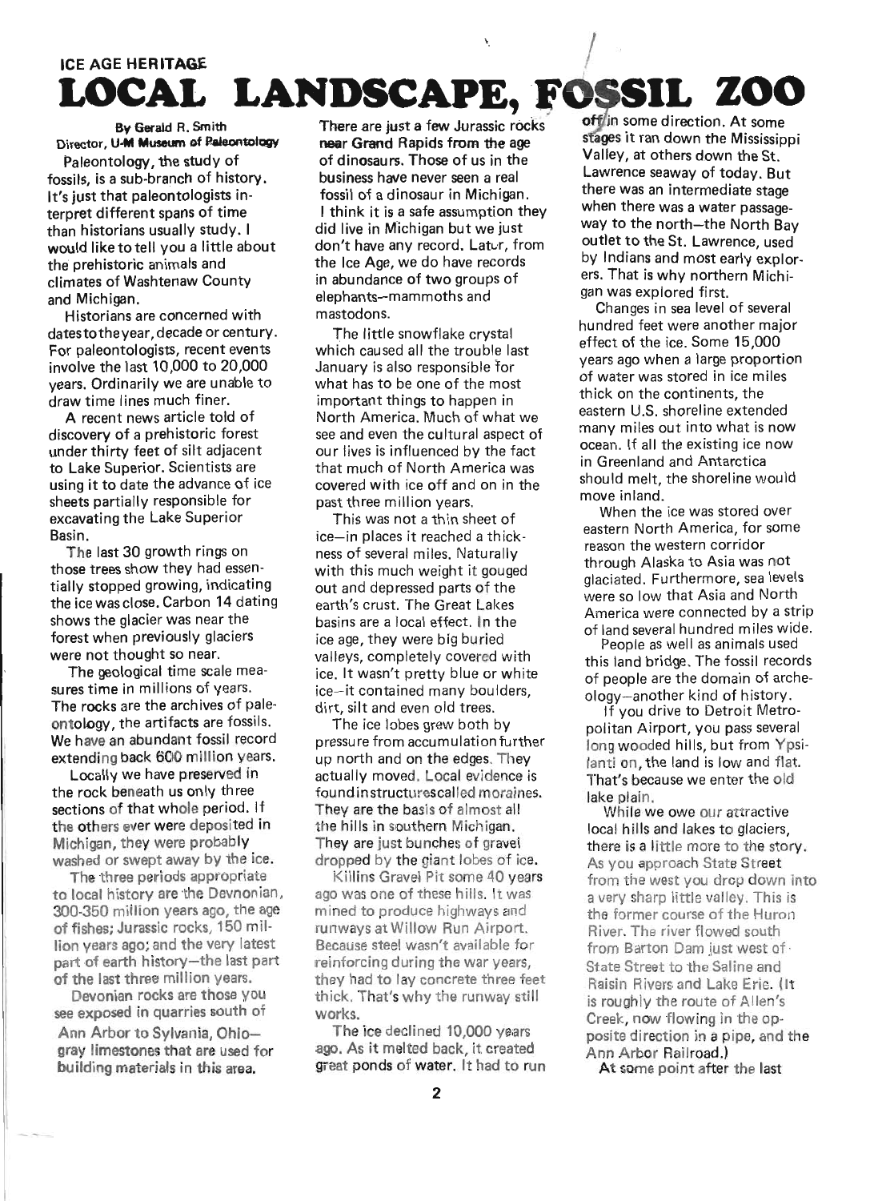ICE AGE HERITAGE

# LOCAL LANDSCAPE, FOSSIL ZOO

**By Gerald R. Smith**
**Director, U-M Museum of Paleontology**

Paleontology, the study of fossils, is a sub-branch of history. It's just that paleontologists interpret different spans of time than historians usually study. I would like to tell you a little about the prehistoric animals and climates of Washtenaw County and Michigan.

Historians are concerned with dates to the year, decade or century. For paleontologists, recent events involve the last 10,000 to 20,000 years. Ordinarily we are unable to draw time lines much finer.

A recent news article told of discovery of a prehistoric forest under thirty feet of silt adjacent to Lake Superior. Scientists are using it to date the advance of ice sheets partially responsible for excavating the Lake Superior Basin.

The last 30 growth rings on those trees show they had essentially stopped growing, indicating the ice was close. Carbon 14 dating shows the glacier was near the forest when previously glaciers were not thought so near.

The geological time scale measures time in millions of years. The rocks are the archives of paleontology, the artifacts are fossils. We have an abundant fossil record extending back 600 million years.

Locally we have preserved in the rock beneath us only three sections of that whole period. If the others ever were deposited in Michigan, they were probably washed or swept away by the ice.

The three periods appropriate to local history are the Devnonian, 300-350 million years ago, the age of fishes; Jurassic rocks, 150 million years ago; and the very latest part of earth history—the last part of the last three million years.

Devonian rocks are those you see exposed in quarries south of Ann Arbor to Sylvania, Ohio—gray limestones that are used for building materials in this area.

There are just a few Jurassic rocks near Grand Rapids from the age of dinosaurs. Those of us in the business have never seen a real fossil of a dinosaur in Michigan. I think it is a safe assumption they did live in Michigan but we just don't have any record. Later, from the Ice Age, we do have records in abundance of two groups of elephants—mammoths and mastodons.

The little snowflake crystal which caused all the trouble last January is also responsible for what has to be one of the most important things to happen in North America. Much of what we see and even the cultural aspect of our lives is influenced by the fact that much of North America was covered with ice off and on in the past three million years.

This was not a thin sheet of ice—in places it reached a thickness of several miles. Naturally with this much weight it gouged out and depressed parts of the earth's crust. The Great Lakes basins are a local effect. In the ice age, they were big buried valleys, completely covered with ice. It wasn't pretty blue or white ice—it contained many boulders, dirt, silt and even old trees.

The ice lobes grew both by pressure from accumulation further up north and on the edges. They actually moved. Local evidence is found in structures called moraines. They are the basis of almost all the hills in southern Michigan. They are just bunches of gravel dropped by the giant lobes of ice.

Killins Gravel Pit some 40 years ago was one of these hills. It was mined to produce highways and runways at Willow Run Airport. Because steel wasn't available for reinforcing during the war years, they had to lay concrete three feet thick. That's why the runway still works.

The ice declined 10,000 years ago. As it melted back, it created great ponds of water. It had to run off in some direction. At some stages it ran down the Mississippi Valley, at others down the St. Lawrence seaway of today. But there was an intermediate stage when there was a water passageway to the north—the North Bay outlet to the St. Lawrence, used by Indians and most early explorers. That is why northern Michigan was explored first.

Changes in sea level of several hundred feet were another major effect of the ice. Some 15,000 years ago when a large proportion of water was stored in ice miles thick on the continents, the eastern U.S. shoreline extended many miles out into what is now ocean. If all the existing ice now in Greenland and Antarctica should melt, the shoreline would move inland.

When the ice was stored over eastern North America, for some reason the western corridor through Alaska to Asia was not glaciated. Furthermore, sea levels were so low that Asia and North America were connected by a strip of land several hundred miles wide.

People as well as animals used this land bridge. The fossil records of people are the domain of archeology—another kind of history.

If you drive to Detroit Metropolitan Airport, you pass several long wooded hills, but from Ypsilanti on, the land is low and flat. That's because we enter the old lake plain.

While we owe our attractive local hills and lakes to glaciers, there is a little more to the story. As you approach State Street from the west you drop down into a very sharp little valley. This is the former course of the Huron River. The river flowed south from Barton Dam just west of State Street to the Saline and Raisin Rivers and Lake Erie. (It is roughly the route of Allen's Creek, now flowing in the opposite direction in a pipe, and the Ann Arbor Railroad.)

At some point after the last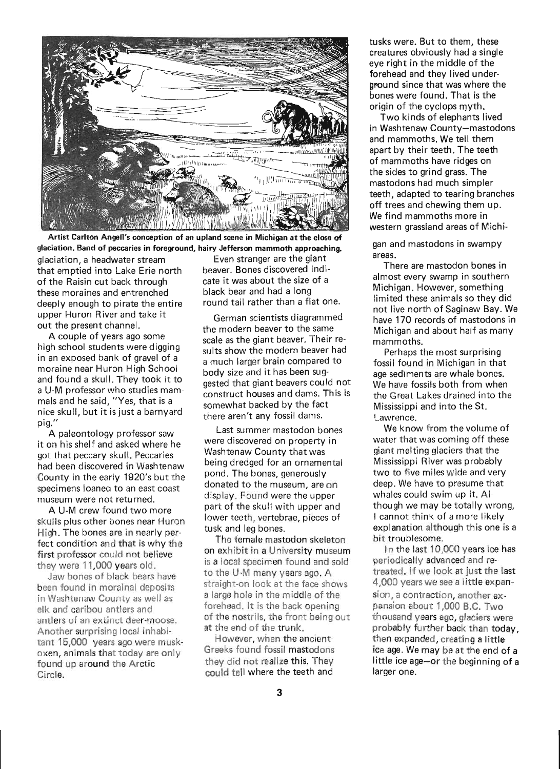Artist Carlton Angell's conception of an upland scene in Michigan at the close of glaciation. Band of peccaries in foreground, hairy Jefferson mammoth approaching.

glaciation, a headwater stream that emptied into Lake Erie north of the Raisin cut back through these moraines and entrenched deeply enough to pirate the entire upper Huron River and take it out the present channel.

A couple of years ago some high school students were digging in an exposed bank of gravel of a moraine near Huron High School and found a skull. They took it to a U-M professor who studies mammals and he said, "Yes, that is a nice skull, but it is just a barnyard pig."

A paleontology professor saw it on his shelf and asked where he got that peccary skull. Peccaries had been discovered in Washtenaw County in the early 1920's but the specimens loaned to an east coast museum were not returned.

A U-M crew found two more skulls plus other bones near Huron High. The bones are in nearly perfect condition and that is why the first professor could not believe they were 11,000 years old.

Jaw bones of black bears have been found in morainal deposits in Washtenaw County as well as elk and caribou antlers and antlers of an extinct deer-moose. Another surprising local inhabitant 15,000 years ago were musk-oxen, animals that today are only found up around the Arctic Circle.

Even stranger are the giant beaver. Bones discovered indicate it was about the size of a black bear and had a long round tail rather than a flat one.

German scientists diagrammed the modern beaver to the same scale as the giant beaver. Their results show the modern beaver had a much larger brain compared to body size and it has been suggested that giant beavers could not construct houses and dams. This is somewhat backed by the fact there aren't any fossil dams.

Last summer mastodon bones were discovered on property in Washtenaw County that was being dredged for an ornamental pond. The bones, generously donated to the museum, are on display. Found were the upper part of the skull with upper and lower teeth, vertebrae, pieces of tusk and leg bones.

The female mastodon skeleton on exhibit in a University museum is a local specimen found and sold to the U-M many years ago. A straight-on look at the face shows a large hole in the middle of the forehead. It is the back opening of the nostrils, the front being out at the end of the trunk.

However, when the ancient Greeks found fossil mastodons they did not realize this. They could tell where the teeth and tusks were. But to them, these creatures obviously had a single eye right in the middle of the forehead and they lived underground since that was where the bones were found. That is the origin of the cyclops myth.

Two kinds of elephants lived in Washtenaw County—mastodons and mammoths. We tell them apart by their teeth. The teeth of mammoths have ridges on the sides to grind grass. The mastodons had much simpler teeth, adapted to tearing branches off trees and chewing them up. We find mammoths more in western grassland areas of Michigan and mastodons in swampy areas.

There are mastodon bones in almost every swamp in southern Michigan. However, something limited these animals so they did not live north of Saginaw Bay. We have 170 records of mastodons in Michigan and about half as many mammoths.

Perhaps the most surprising fossil found in Michigan in that age sediments are whale bones. We have fossils both from when the Great Lakes drained into the Mississippi and into the St. Lawrence.

We know from the volume of water that was coming off these giant melting glaciers that the Mississippi River was probably two to five miles wide and very deep. We have to presume that whales could swim up it. Although we may be totally wrong, I cannot think of a more likely explanation although this one is a bit troublesome.

In the last 10,000 years ice has periodically advanced and retreated. If we look at just the last 4,000 years we see a little expansion, a contraction, another expansion about 1,000 B.C. Two thousand years ago, glaciers were probably further back than today, then expanded, creating a little ice age. We may be at the end of a little ice age—or the beginning of a larger one.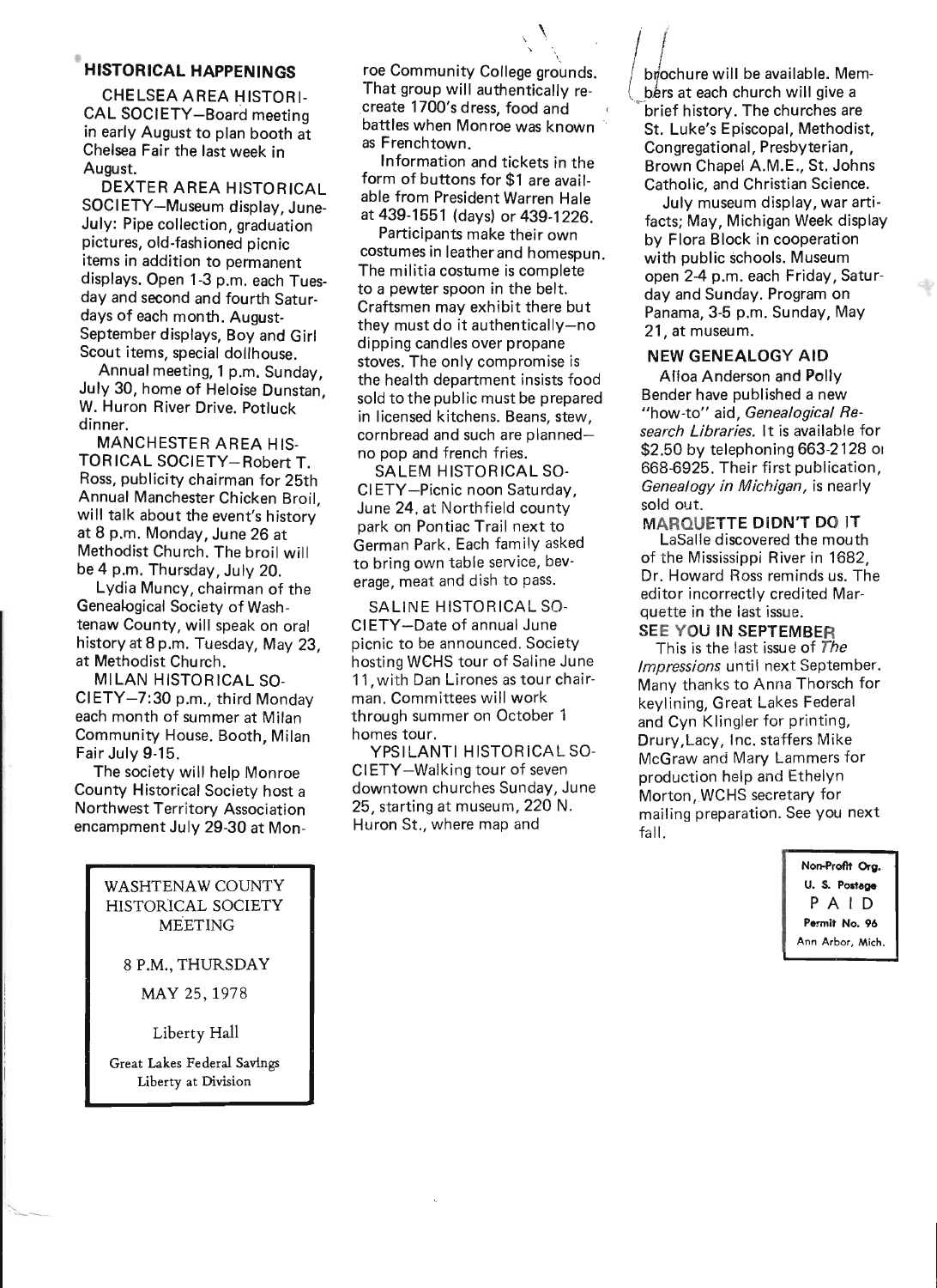## HISTORICAL HAPPENINGS

CHELSEA AREA HISTORICAL SOCIETY—Board meeting in early August to plan booth at Chelsea Fair the last week in August.

DEXTER AREA HISTORICAL SOCIETY—Museum display, June-July: Pipe collection, graduation pictures, old-fashioned picnic items in addition to permanent displays. Open 1-3 p.m. each Tuesday and second and fourth Saturdays of each month. August-September displays, Boy and Girl Scout items, special dollhouse.

Annual meeting, 1 p.m. Sunday, July 30, home of Heloise Dunstan, W. Huron River Drive. Potluck dinner.

MANCHESTER AREA HISTORICAL SOCIETY—Robert T. Ross, publicity chairman for 25th Annual Manchester Chicken Broil, will talk about the event's history at 8 p.m. Monday, June 26 at Methodist Church. The broil will be 4 p.m. Thursday, July 20.

Lydia Muncy, chairman of the Genealogical Society of Washtenaw County, will speak on oral history at 8 p.m. Tuesday, May 23, at Methodist Church.

MILAN HISTORICAL SOCIETY—7:30 p.m., third Monday each month of summer at Milan Community House. Booth, Milan Fair July 9-15.

The society will help Monroe County Historical Society host a Northwest Territory Association encampment July 29-30 at Monroe Community College grounds. That group will authentically re-create 1700's dress, food and battles when Monroe was known as Frenchtown.

Information and tickets in the form of buttons for $1 are available from President Warren Hale at 439-1551 (days) or 439-1226.

Participants make their own costumes in leather and homespun. The militia costume is complete to a pewter spoon in the belt. Craftsmen may exhibit there but they must do it authentically—no dipping candles over propane stoves. The only compromise is the health department insists food sold to the public must be prepared in licensed kitchens. Beans, stew, cornbread and such are planned—no pop and french fries.

SALEM HISTORICAL SOCIETY—Picnic noon Saturday, June 24, at Northfield county park on Pontiac Trail next to German Park. Each family asked to bring own table service, beverage, meat and dish to pass.

SALINE HISTORICAL SOCIETY—Date of annual June picnic to be announced. Society hosting WCHS tour of Saline June 11, with Dan Lirones as tour chairman. Committees will work through summer on October 1 homes tour.

YPSILANTI HISTORICAL SOCIETY—Walking tour of seven downtown churches Sunday, June 25, starting at museum, 220 N. Huron St., where map and brochure will be available. Members at each church will give a brief history. The churches are St. Luke's Episcopal, Methodist, Congregational, Presbyterian, Brown Chapel A.M.E., St. Johns Catholic, and Christian Science.

July museum display, war artifacts; May, Michigan Week display by Flora Block in cooperation with public schools. Museum open 2-4 p.m. each Friday, Saturday and Sunday. Program on Panama, 3-5 p.m. Sunday, May 21, at museum.

### NEW GENEALOGY AID

Alloa Anderson and Polly Bender have published a new "how-to" aid, *Genealogical Research Libraries*. It is available for $2.50 by telephoning 663-2128 or 668-6925. Their first publication, *Genealogy in Michigan*, is nearly sold out.

### MARQUETTE DIDN'T DO IT

LaSalle discovered the mouth of the Mississippi River in 1682, Dr. Howard Ross reminds us. The editor incorrectly credited Marquette in the last issue.

### SEE YOU IN SEPTEMBER

This is the last issue of *The Impressions* until next September. Many thanks to Anna Thorsch for keylining, Great Lakes Federal and Cyn Klingler for printing, Drury, Lacy, Inc. staffers Mike McGraw and Mary Lammers for production help and Ethelyn Morton, WCHS secretary for mailing preparation. See you next fall.

---

WASHTENAW COUNTY HISTORICAL SOCIETY MEETING

8 P.M., THURSDAY

MAY 25, 1978

Liberty Hall

Great Lakes Federal Savings
Liberty at Division

---

Non-Profit Org.
U. S. Postage
PAID
Permit No. 96
Ann Arbor, Mich.